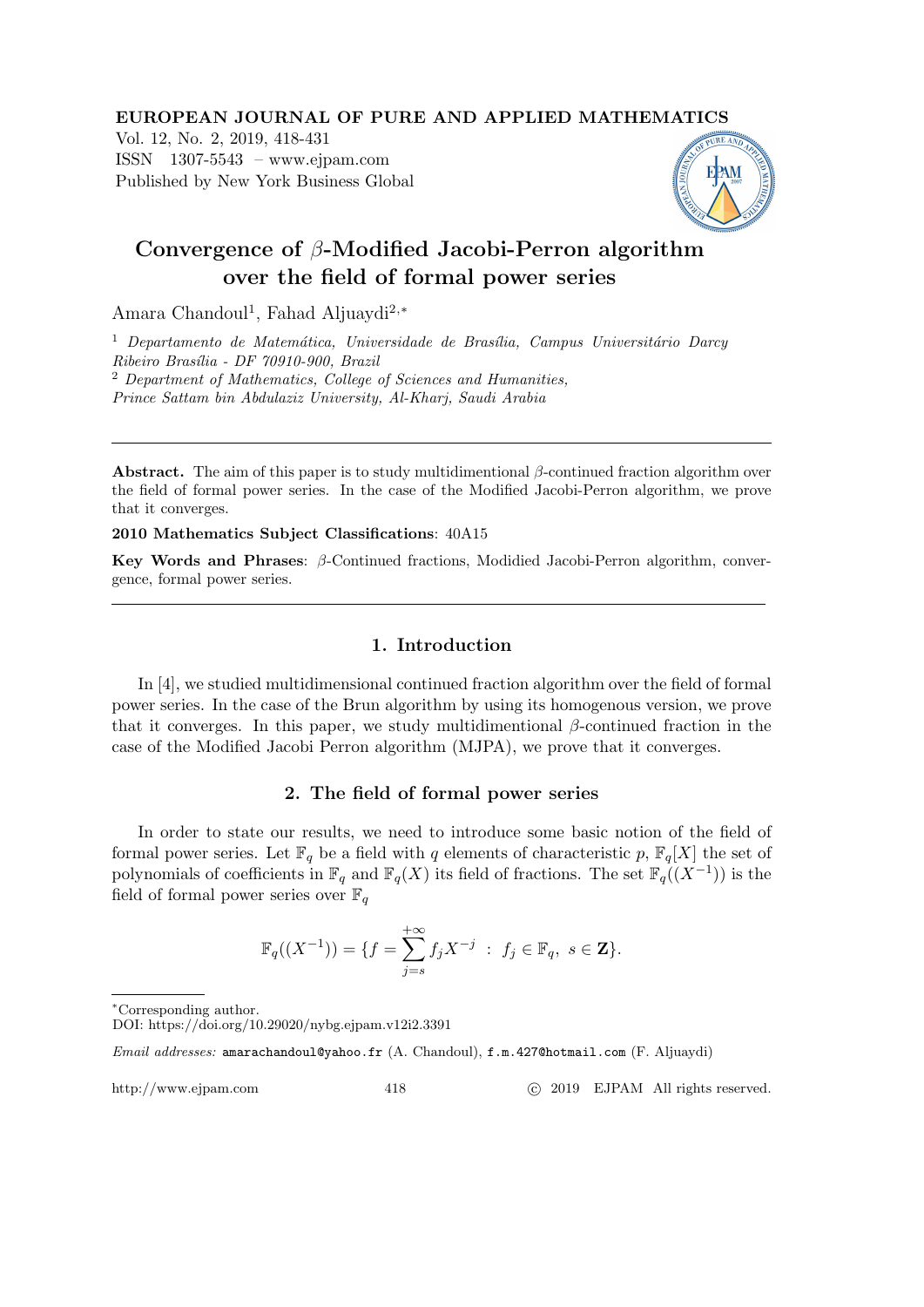**EUROPEAN JOURNAL OF PURE AND APPLIED MATHEMATICS**
Vol. 12, No. 2, 2019, 418-431
ISSN 1307-5543 – www.ejpam.com
Published by New York Business Global

# Convergence of $\beta$-Modified Jacobi-Perron algorithm over the field of formal power series

Amara Chandoul[1], Fahad Aljuaydi[2,*]

[1] *Departamento de Matemática, Universidade de Brasília, Campus Universitário Darcy Ribeiro Brasília - DF 70910-900, Brazil*
[2] *Department of Mathematics, College of Sciences and Humanities, Prince Sattam bin Abdulaziz University, Al-Kharj, Saudi Arabia*

---

**Abstract.** The aim of this paper is to study multidimentional $\beta$-continued fraction algorithm over the field of formal power series. In the case of the Modified Jacobi-Perron algorithm, we prove that it converges.

**2010 Mathematics Subject Classifications**: 40A15

**Key Words and Phrases**: $\beta$-Continued fractions, Modidied Jacobi-Perron algorithm, convergence, formal power series.

---

## 1. Introduction

In [4], we studied multidimensional continued fraction algorithm over the field of formal power series. In the case of the Brun algorithm by using its homogenous version, we prove that it converges. In this paper, we study multidimentional $\beta$-continued fraction in the case of the Modified Jacobi Perron algorithm (MJPA), we prove that it converges.

## 2. The field of formal power series

In order to state our results, we need to introduce some basic notion of the field of formal power series. Let $\mathbb{F}_q$ be a field with $q$ elements of characteristic $p$, $\mathbb{F}_q[X]$ the set of polynomials of coefficients in $\mathbb{F}_q$ and $\mathbb{F}_q(X)$ its field of fractions. The set $\mathbb{F}_q((X^{-1}))$ is the field of formal power series over $\mathbb{F}_q$

$$\mathbb{F}_q((X^{-1})) = \{f = \sum_{j=s}^{+\infty} f_j X^{-j} \ : \ f_j \in \mathbb{F}_q, \ s \in \mathbf{Z}\}.$$

---

*Corresponding author.

DOI: https://doi.org/10.29020/nybg.ejpam.v12i2.3391

*Email addresses:* amarachandoul@yahoo.fr (A. Chandoul), f.m.427@hotmail.com (F. Aljuaydi)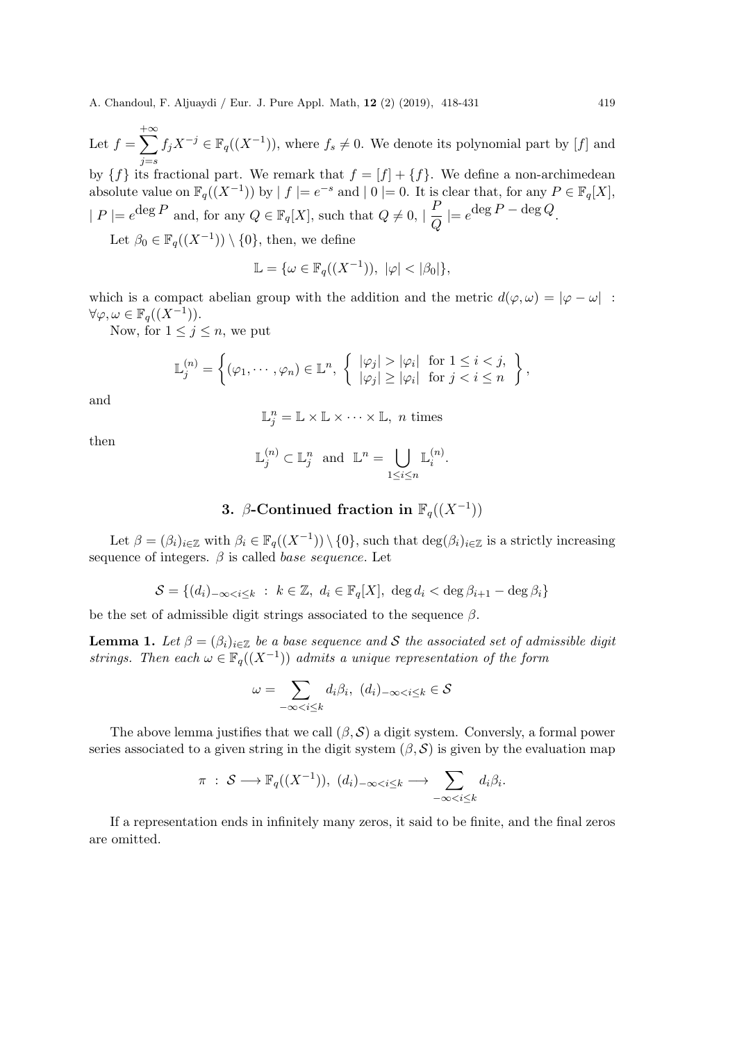Let $f = \sum_{j=s}^{+\infty} f_j X^{-j} \in \mathbb{F}_q((X^{-1}))$, where $f_s \neq 0$. We denote its polynomial part by $[f]$ and by $\{f\}$ its fractional part. We remark that $f = [f] + \{f\}$. We define a non-archimedean absolute value on $\mathbb{F}_q((X^{-1}))$ by $| f |= e^{-s}$ and $| 0 |= 0$. It is clear that, for any $P \in \mathbb{F}_q[X]$, $| P |= e^{\deg P}$ and, for any $Q \in \mathbb{F}_q[X]$, such that $Q \neq 0$, $| \dfrac{P}{Q} |= e^{\deg P - \deg Q}$.

Let $\beta_0 \in \mathbb{F}_q((X^{-1})) \setminus \{0\}$, then, we define

$$\mathbb{L} = \{\omega \in \mathbb{F}_q((X^{-1})),\ |\varphi| < |\beta_0|\},$$

which is a compact abelian group with the addition and the metric $d(\varphi, \omega) = |\varphi - \omega|$ : $\forall \varphi, \omega \in \mathbb{F}_q((X^{-1}))$.

Now, for $1 \leq j \leq n$, we put

$$\mathbb{L}_j^{(n)} = \left\{(\varphi_1, \cdots, \varphi_n) \in \mathbb{L}^n,\ \left\{ \begin{array}{ll} |\varphi_j| > |\varphi_i| & \text{for } 1 \leq i < j, \\ |\varphi_j| \geq |\varphi_i| & \text{for } j < i \leq n \end{array} \right\} \right\},$$

and

$$\mathbb{L}_j^n = \mathbb{L} \times \mathbb{L} \times \cdots \times \mathbb{L},\ n \text{ times}$$

then

$$\mathbb{L}_j^{(n)} \subset \mathbb{L}_j^n \ \text{ and } \ \mathbb{L}^n = \bigcup_{1 \leq i \leq n} \mathbb{L}_i^{(n)}.$$

## 3. $\beta$-Continued fraction in $\mathbb{F}_q((X^{-1}))$

Let $\beta = (\beta_i)_{i \in \mathbb{Z}}$ with $\beta_i \in \mathbb{F}_q((X^{-1})) \setminus \{0\}$, such that $\deg(\beta_i)_{i \in \mathbb{Z}}$ is a strictly increasing sequence of integers. $\beta$ is called *base sequence*. Let

$$\mathcal{S} = \{(d_i)_{-\infty < i \leq k}\ :\ k \in \mathbb{Z},\ d_i \in \mathbb{F}_q[X],\ \deg d_i < \deg \beta_{i+1} - \deg \beta_i\}$$

be the set of admissible digit strings associated to the sequence $\beta$.

**Lemma 1.** *Let $\beta = (\beta_i)_{i \in \mathbb{Z}}$ be a base sequence and $\mathcal{S}$ the associated set of admissible digit strings. Then each $\omega \in \mathbb{F}_q((X^{-1}))$ admits a unique representation of the form*

$$\omega = \sum_{-\infty < i \leq k} d_i \beta_i,\ (d_i)_{-\infty < i \leq k} \in \mathcal{S}$$

The above lemma justifies that we call $(\beta, \mathcal{S})$ a digit system. Conversely, a formal power series associated to a given string in the digit system $(\beta, \mathcal{S})$ is given by the evaluation map

$$\pi\ :\ \mathcal{S} \longrightarrow \mathbb{F}_q((X^{-1})),\ (d_i)_{-\infty < i \leq k} \longrightarrow \sum_{-\infty < i \leq k} d_i \beta_i.$$

If a representation ends in infinitely many zeros, it said to be finite, and the final zeros are omitted.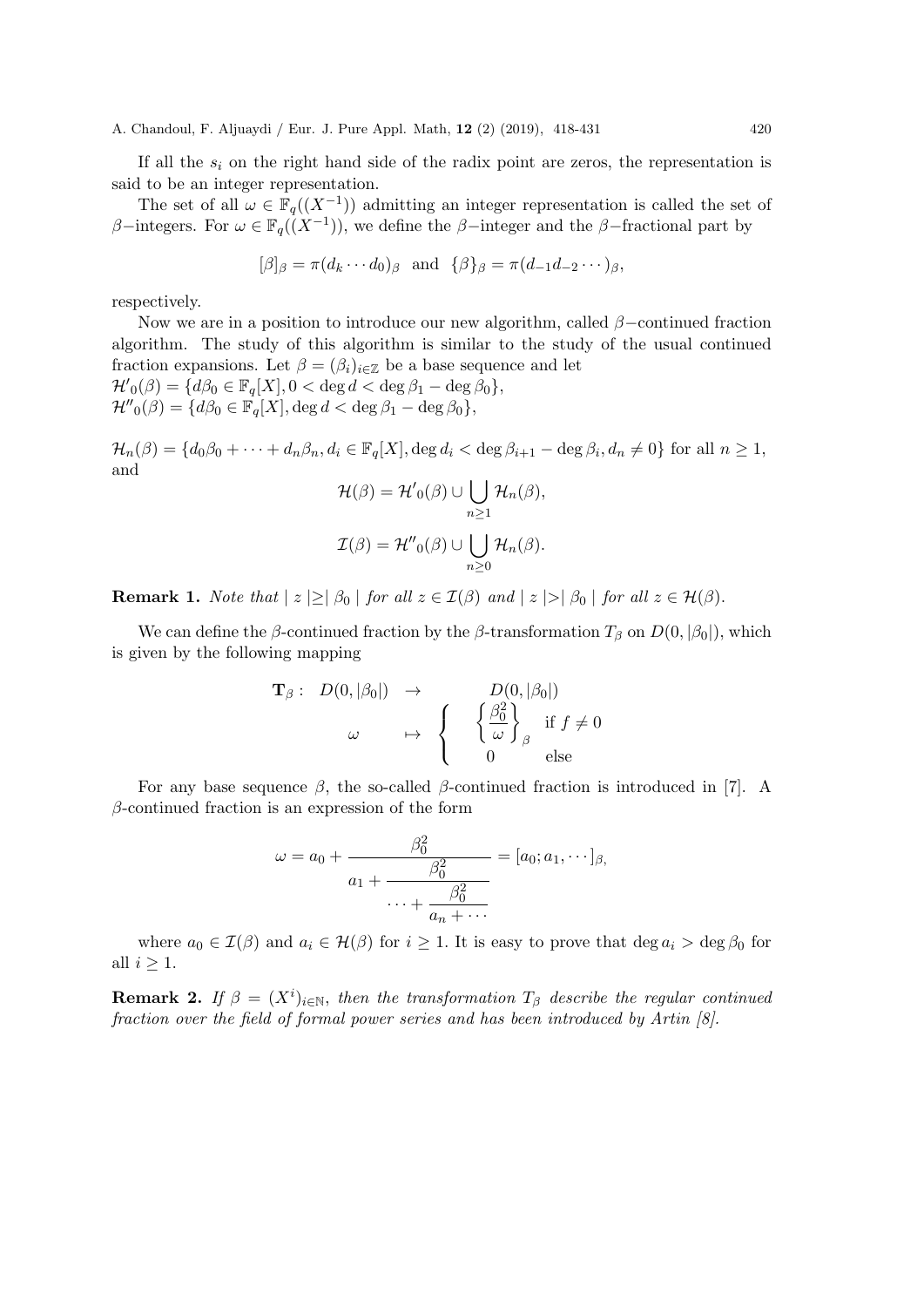If all the $s_i$ on the right hand side of the radix point are zeros, the representation is said to be an integer representation.

The set of all $\omega \in \mathbb{F}_q((X^{-1}))$ admitting an integer representation is called the set of $\beta-$integers. For $\omega \in \mathbb{F}_q((X^{-1}))$, we define the $\beta-$integer and the $\beta-$fractional part by

$$[\beta]_\beta = \pi(d_k \cdots d_0)_\beta \quad \text{and} \quad \{\beta\}_\beta = \pi(d_{-1}d_{-2}\cdots)_\beta,$$

respectively.

Now we are in a position to introduce our new algorithm, called $\beta-$continued fraction algorithm. The study of this algorithm is similar to the study of the usual continued fraction expansions. Let $\beta = (\beta_i)_{i\in\mathbb{Z}}$ be a base sequence and let
$\mathcal{H}'_0(\beta) = \{d\beta_0 \in \mathbb{F}_q[X], 0 < \deg d < \deg \beta_1 - \deg \beta_0\}$,
$\mathcal{H}''_0(\beta) = \{d\beta_0 \in \mathbb{F}_q[X], \deg d < \deg \beta_1 - \deg \beta_0\}$,

$\mathcal{H}_n(\beta) = \{d_0\beta_0 + \cdots + d_n\beta_n, d_i \in \mathbb{F}_q[X], \deg d_i < \deg \beta_{i+1} - \deg \beta_i, d_n \neq 0\}$ for all $n \geq 1$, and

$$\mathcal{H}(\beta) = \mathcal{H}'_0(\beta) \cup \bigcup_{n\geq 1} \mathcal{H}_n(\beta),$$

$$\mathcal{I}(\beta) = \mathcal{H}''_0(\beta) \cup \bigcup_{n\geq 0} \mathcal{H}_n(\beta).$$

**Remark 1.** *Note that* $| z | \geq | \beta_0 |$ *for all* $z \in \mathcal{I}(\beta)$ *and* $| z | > | \beta_0 |$ *for all* $z \in \mathcal{H}(\beta)$.

We can define the $\beta$-continued fraction by the $\beta$-transformation $T_\beta$ on $D(0, |\beta_0|)$, which is given by the following mapping

$$\mathbf{T}_\beta : \begin{array}{ccc} D(0, |\beta_0|) & \to & D(0, |\beta_0|) \\ \omega & \mapsto & \left\{ \begin{array}{ll} \left\{\dfrac{\beta_0^2}{\omega}\right\}_\beta & \text{if } f \neq 0 \\ 0 & \text{else} \end{array} \right. \end{array}$$

For any base sequence $\beta$, the so-called $\beta$-continued fraction is introduced in [7]. A $\beta$-continued fraction is an expression of the form

$$\omega = a_0 + \cfrac{\beta_0^2}{a_1 + \cfrac{\beta_0^2}{\cdots + \cfrac{\beta_0^2}{a_n + \cdots}}} = [a_0; a_1, \cdots]_\beta,$$

where $a_0 \in \mathcal{I}(\beta)$ and $a_i \in \mathcal{H}(\beta)$ for $i \geq 1$. It is easy to prove that $\deg a_i > \deg \beta_0$ for all $i \geq 1$.

**Remark 2.** *If* $\beta = (X^i)_{i\in\mathbb{N}}$, *then the transformation* $T_\beta$ *describe the regular continued fraction over the field of formal power series and has been introduced by Artin [8].*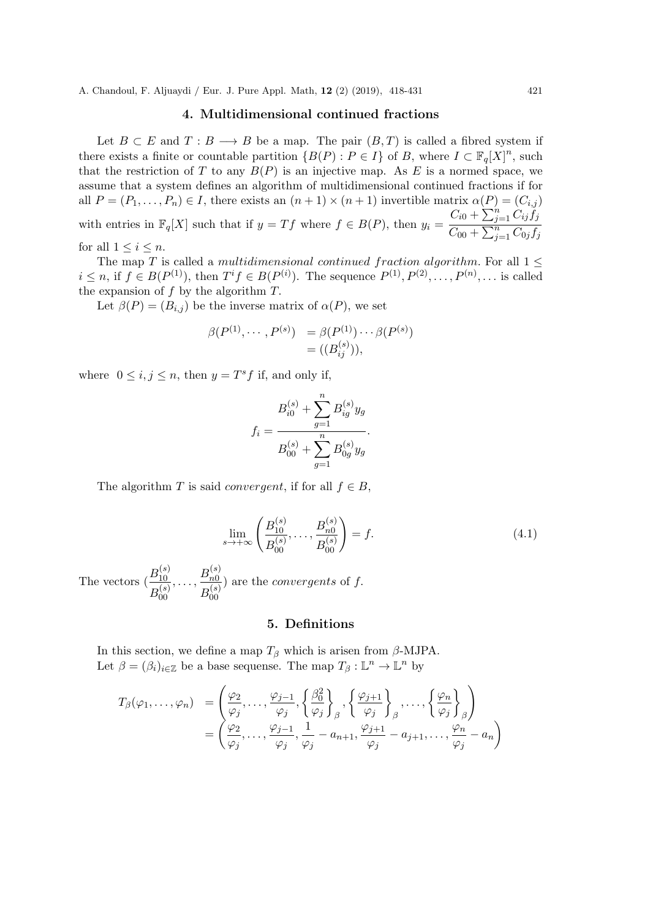## 4. Multidimensional continued fractions

Let $B \subset E$ and $T : B \longrightarrow B$ be a map. The pair $(B, T)$ is called a fibred system if there exists a finite or countable partition $\{B(P) : P \in I\}$ of $B$, where $I \subset \mathbb{F}_q[X]^n$, such that the restriction of $T$ to any $B(P)$ is an injective map. As $E$ is a normed space, we assume that a system defines an algorithm of multidimensional continued fractions if for all $P = (P_1, \dots, P_n) \in I$, there exists an $(n+1) \times (n+1)$ invertible matrix $\alpha(P) = (C_{i,j})$ with entries in $\mathbb{F}_q[X]$ such that if $y = Tf$ where $f \in B(P)$, then $y_i = \dfrac{C_{i0} + \sum_{j=1}^{n} C_{ij} f_j}{C_{00} + \sum_{j=1}^{n} C_{0j} f_j}$ for all $1 \leq i \leq n$.

The map $T$ is called a *multidimensional continued fraction algorithm*. For all $1 \leq i \leq n$, if $f \in B(P^{(1)})$, then $T^i f \in B(P^{(i)})$. The sequence $P^{(1)}, P^{(2)}, \dots, P^{(n)}, \dots$ is called the expansion of $f$ by the algorithm $T$.

Let $\beta(P) = (B_{i,j})$ be the inverse matrix of $\alpha(P)$, we set

$$\begin{aligned} \beta(P^{(1)}, \cdots, P^{(s)}) &= \beta(P^{(1)}) \cdots \beta(P^{(s)}) \\ &= ((B_{ij}^{(s)})), \end{aligned}$$

where $0 \leq i, j \leq n$, then $y = T^s f$ if, and only if,

$$f_i = \frac{B_{i0}^{(s)} + \displaystyle\sum_{g=1}^{n} B_{ig}^{(s)} y_g}{B_{00}^{(s)} + \displaystyle\sum_{g=1}^{n} B_{0g}^{(s)} y_g}.$$

The algorithm $T$ is said *convergent*, if for all $f \in B$,

$$\lim_{s \to +\infty} \left( \frac{B_{10}^{(s)}}{B_{00}^{(s)}}, \dots, \frac{B_{n0}^{(s)}}{B_{00}^{(s)}} \right) = f. \tag{4.1}$$

The vectors $(\dfrac{B_{10}^{(s)}}{B_{00}^{(s)}}, \dots, \dfrac{B_{n0}^{(s)}}{B_{00}^{(s)}})$ are the *convergents* of $f$.

## 5. Definitions

In this section, we define a map $T_\beta$ which is arisen from $\beta$-MJPA.

Let $\beta = (\beta_i)_{i \in \mathbb{Z}}$ be a base sequense. The map $T_\beta : \mathbb{L}^n \to \mathbb{L}^n$ by

$$\begin{aligned} T_\beta(\varphi_1, \dots, \varphi_n) &= \left( \frac{\varphi_2}{\varphi_j}, \dots, \frac{\varphi_{j-1}}{\varphi_j}, \left\{ \frac{\beta_0^2}{\varphi_j} \right\}_\beta, \left\{ \frac{\varphi_{j+1}}{\varphi_j} \right\}_\beta, \dots, \left\{ \frac{\varphi_n}{\varphi_j} \right\}_\beta \right) \\ &= \left( \frac{\varphi_2}{\varphi_j}, \dots, \frac{\varphi_{j-1}}{\varphi_j}, \frac{1}{\varphi_j} - a_{n+1}, \frac{\varphi_{j+1}}{\varphi_j} - a_{j+1}, \dots, \frac{\varphi_n}{\varphi_j} - a_n \right) \end{aligned}$$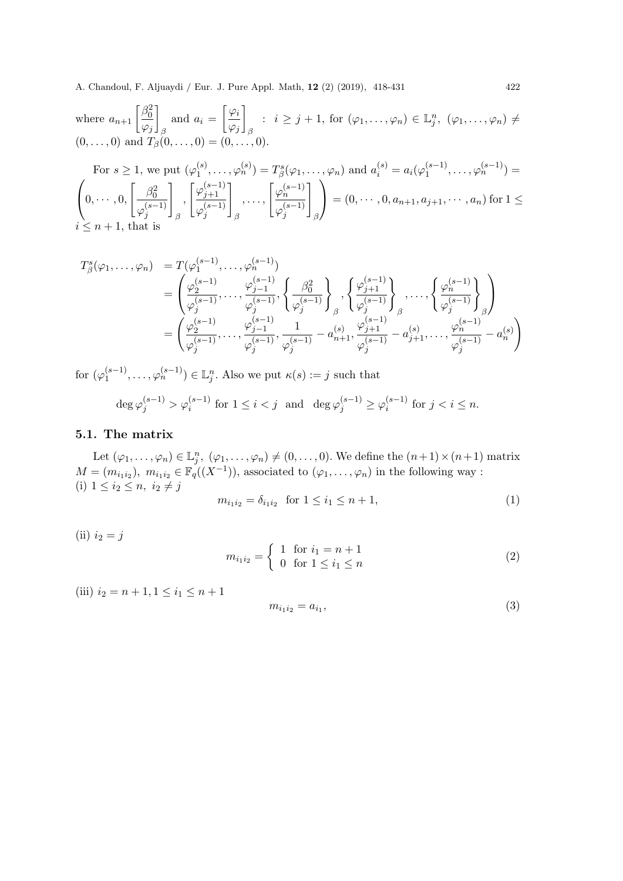where $a_{n+1}\left[\dfrac{\beta_0^2}{\varphi_j}\right]_\beta$ and $a_i = \left[\dfrac{\varphi_i}{\varphi_j}\right]_\beta$ : $i \geq j+1$, for $(\varphi_1,\ldots,\varphi_n) \in \mathbb{L}_j^n$, $(\varphi_1,\ldots,\varphi_n) \neq (0,\ldots,0)$ and $T_\beta(0,\ldots,0) = (0,\ldots,0)$.

For $s \geq 1$, we put $(\varphi_1^{(s)},\ldots,\varphi_n^{(s)}) = T_\beta^s(\varphi_1,\ldots,\varphi_n)$ and $a_i^{(s)} = a_i(\varphi_1^{(s-1)},\ldots,\varphi_n^{(s-1)}) = \left(0,\cdots,0,\left[\dfrac{\beta_0^2}{\varphi_j^{(s-1)}}\right]_\beta,\left[\dfrac{\varphi_{j+1}^{(s-1)}}{\varphi_j^{(s-1)}}\right]_\beta,\ldots,\left[\dfrac{\varphi_n^{(s-1)}}{\varphi_j^{(s-1)}}\right]_\beta\right) = (0,\cdots,0,a_{n+1},a_{j+1},\cdots,a_n)$ for $1 \leq i \leq n+1$, that is

$$
\begin{aligned}
T_\beta^s(\varphi_1,\ldots,\varphi_n) &= T(\varphi_1^{(s-1)},\ldots,\varphi_n^{(s-1)}) \\
&= \left(\frac{\varphi_2^{(s-1)}}{\varphi_j^{(s-1)}},\ldots,\frac{\varphi_{j-1}^{(s-1)}}{\varphi_j^{(s-1)}},\left\{\frac{\beta_0^2}{\varphi_j^{(s-1)}}\right\}_\beta,\left\{\frac{\varphi_{j+1}^{(s-1)}}{\varphi_j^{(s-1)}}\right\}_\beta,\ldots,\left\{\frac{\varphi_n^{(s-1)}}{\varphi_j^{(s-1)}}\right\}_\beta\right) \\
&= \left(\frac{\varphi_2^{(s-1)}}{\varphi_j^{(s-1)}},\ldots,\frac{\varphi_{j-1}^{(s-1)}}{\varphi_j^{(s-1)}},\frac{1}{\varphi_j^{(s-1)}}-a_{n+1}^{(s)},\frac{\varphi_{j+1}^{(s-1)}}{\varphi_j^{(s-1)}}-a_{j+1}^{(s)},\ldots,\frac{\varphi_n^{(s-1)}}{\varphi_j^{(s-1)}}-a_n^{(s)}\right)
\end{aligned}
$$

for $(\varphi_1^{(s-1)},\ldots,\varphi_n^{(s-1)}) \in \mathbb{L}_j^n$. Also we put $\kappa(s) := j$ such that

$$
\deg\varphi_j^{(s-1)} > \varphi_i^{(s-1)} \text{ for } 1 \leq i < j \quad \text{and} \quad \deg\varphi_j^{(s-1)} \geq \varphi_i^{(s-1)} \text{ for } j < i \leq n.
$$

### 5.1. The matrix

Let $(\varphi_1,\ldots,\varphi_n) \in \mathbb{L}_j^n$, $(\varphi_1,\ldots,\varphi_n) \neq (0,\ldots,0)$. We define the $(n+1)\times(n+1)$ matrix $M = (m_{i_1 i_2})$, $m_{i_1 i_2} \in \mathbb{F}_q((X^{-1}))$, associated to $(\varphi_1,\ldots,\varphi_n)$ in the following way :
(i) $1 \leq i_2 \leq n$, $i_2 \neq j$

$$
m_{i_1 i_2} = \delta_{i_1 i_2} \quad \text{for } 1 \leq i_1 \leq n+1, \tag{1}
$$

(ii) $i_2 = j$

$$
m_{i_1 i_2} = \begin{cases} 1 & \text{for } i_1 = n+1 \\ 0 & \text{for } 1 \leq i_1 \leq n \end{cases} \tag{2}
$$

(iii) $i_2 = n+1, 1 \leq i_1 \leq n+1$

$$
m_{i_1 i_2} = a_{i_1}, \tag{3}
$$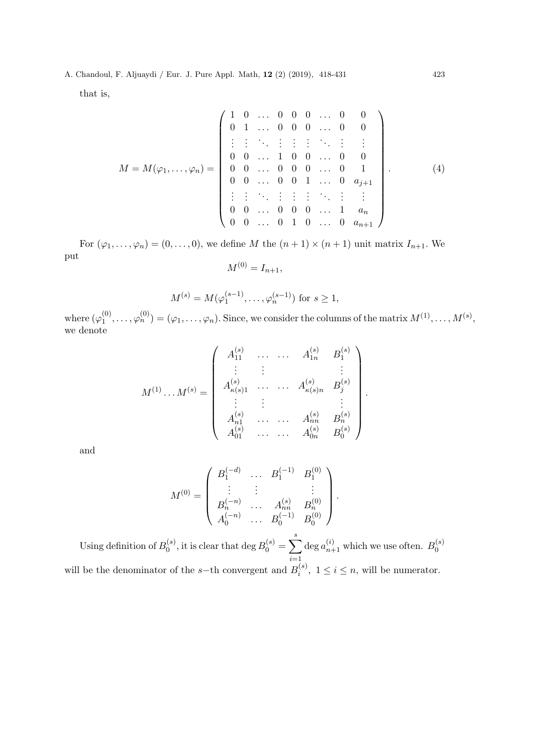that is,

$$M = M(\varphi_1, \ldots, \varphi_n) = \begin{pmatrix} 1 & 0 & \ldots & 0 & 0 & 0 & \ldots & 0 & 0 \\ 0 & 1 & \ldots & 0 & 0 & 0 & \ldots & 0 & 0 \\ \vdots & \vdots & \ddots & \vdots & \vdots & \vdots & \ddots & \vdots & \vdots \\ 0 & 0 & \ldots & 1 & 0 & 0 & \ldots & 0 & 0 \\ 0 & 0 & \ldots & 0 & 0 & 0 & \ldots & 0 & 1 \\ 0 & 0 & \ldots & 0 & 0 & 1 & \ldots & 0 & a_{j+1} \\ \vdots & \vdots & \ddots & \vdots & \vdots & \vdots & \ddots & \vdots & \vdots \\ 0 & 0 & \ldots & 0 & 0 & 0 & \ldots & 1 & a_n \\ 0 & 0 & \ldots & 0 & 1 & 0 & \ldots & 0 & a_{n+1} \end{pmatrix}. \tag{4}$$

For $(\varphi_1, \ldots, \varphi_n) = (0, \ldots, 0)$, we define $M$ the $(n+1) \times (n+1)$ unit matrix $I_{n+1}$. We put

$$M^{(0)} = I_{n+1},$$

$$M^{(s)} = M(\varphi_1^{(s-1)}, \ldots, \varphi_n^{(s-1)}) \text{ for } s \geq 1,$$

where $(\varphi_1^{(0)}, \ldots, \varphi_n^{(0)}) = (\varphi_1, \ldots, \varphi_n)$. Since, we consider the columns of the matrix $M^{(1)}, \ldots, M^{(s)}$, we denote

$$M^{(1)} \ldots M^{(s)} = \begin{pmatrix} A_{11}^{(s)} & \ldots & \ldots & A_{1n}^{(s)} & B_1^{(s)} \\ \vdots & \vdots & & & \vdots \\ A_{\kappa(s)1}^{(s)} & \ldots & \ldots & A_{\kappa(s)n}^{(s)} & B_j^{(s)} \\ \vdots & \vdots & & & \vdots \\ A_{n1}^{(s)} & \ldots & \ldots & A_{nn}^{(s)} & B_n^{(s)} \\ A_{01}^{(s)} & \ldots & \ldots & A_{0n}^{(s)} & B_0^{(s)} \end{pmatrix}.$$

and

$$M^{(0)} = \begin{pmatrix} B_1^{(-d)} & \ldots & B_1^{(-1)} & B_1^{(0)} \\ \vdots & \vdots & & \vdots \\ B_n^{(-n)} & \ldots & A_{nn}^{(s)} & B_n^{(0)} \\ A_0^{(-n)} & \ldots & B_0^{(-1)} & B_0^{(0)} \end{pmatrix}.$$

Using definition of $B_0^{(s)}$, it is clear that $\deg B_0^{(s)} = \sum_{i=1}^{s} \deg a_{n+1}^{(i)}$ which we use often. $B_0^{(s)}$ will be the denominator of the $s-$th convergent and $B_i^{(s)},\ 1 \leq i \leq n$, will be numerator.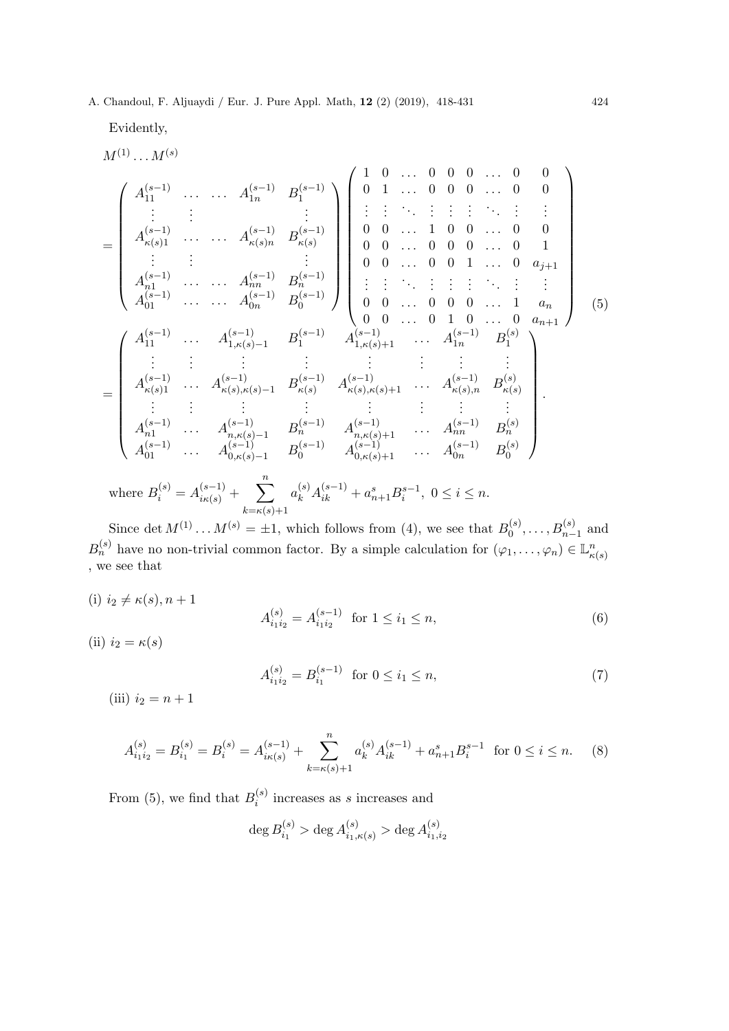Evidently,

$$
\begin{aligned}
&M^{(1)} \dots M^{(s)} \\
&= \begin{pmatrix}
A_{11}^{(s-1)} & \dots & \dots & A_{1n}^{(s-1)} & B_1^{(s-1)} \\
\vdots & \vdots & & & \vdots \\
A_{\kappa(s)1}^{(s-1)} & \dots & \dots & A_{\kappa(s)n}^{(s-1)} & B_{\kappa(s)}^{(s-1)} \\
\vdots & \vdots & & & \vdots \\
A_{n1}^{(s-1)} & \dots & \dots & A_{nn}^{(s-1)} & B_n^{(s-1)} \\
A_{01}^{(s-1)} & \dots & \dots & A_{0n}^{(s-1)} & B_0^{(s-1)}
\end{pmatrix}
\begin{pmatrix}
1 & 0 & \dots & 0 & 0 & 0 & \dots & 0 & 0 \\
0 & 1 & \dots & 0 & 0 & 0 & \dots & 0 & 0 \\
\vdots & \vdots & \ddots & \vdots & \vdots & \vdots & \ddots & \vdots & \vdots \\
0 & 0 & \dots & 1 & 0 & 0 & \dots & 0 & 0 \\
0 & 0 & \dots & 0 & 0 & 0 & \dots & 0 & 1 \\
0 & 0 & \dots & 0 & 0 & 1 & \dots & 0 & a_{j+1} \\
\vdots & \vdots & \ddots & \vdots & \vdots & \vdots & \ddots & \vdots & \vdots \\
0 & 0 & \dots & 0 & 0 & 0 & \dots & 1 & a_n \\
0 & 0 & \dots & 0 & 1 & 0 & \dots & 0 & a_{n+1}
\end{pmatrix} \\
&= \begin{pmatrix}
A_{11}^{(s-1)} & \dots & A_{1,\kappa(s)-1}^{(s-1)} & B_1^{(s-1)} & A_{1,\kappa(s)+1}^{(s-1)} & \dots & A_{1n}^{(s-1)} & B_1^{(s)} \\
\vdots & \vdots & \vdots & \vdots & \vdots & \vdots & \vdots & \vdots \\
A_{\kappa(s)1}^{(s-1)} & \dots & A_{\kappa(s),\kappa(s)-1}^{(s-1)} & B_{\kappa(s)}^{(s-1)} & A_{\kappa(s),\kappa(s)+1}^{(s-1)} & \dots & A_{\kappa(s),n}^{(s-1)} & B_{\kappa(s)}^{(s)} \\
\vdots & \vdots & \vdots & \vdots & \vdots & \vdots & \vdots & \vdots \\
A_{n1}^{(s-1)} & \dots & A_{n,\kappa(s)-1}^{(s-1)} & B_n^{(s-1)} & A_{n,\kappa(s)+1}^{(s-1)} & \dots & A_{nn}^{(s-1)} & B_n^{(s)} \\
A_{01}^{(s-1)} & \dots & A_{0,\kappa(s)-1}^{(s-1)} & B_0^{(s-1)} & A_{0,\kappa(s)+1}^{(s-1)} & \dots & A_{0n}^{(s-1)} & B_0^{(s)}
\end{pmatrix}.
\end{aligned}
\tag{5}
$$

where $B_i^{(s)} = A_{i\kappa(s)}^{(s-1)} + \sum_{k=\kappa(s)+1}^{n} a_k^{(s)} A_{ik}^{(s-1)} + a_{n+1}^s B_i^{s-1},\ 0 \le i \le n.$

Since $\det M^{(1)} \dots M^{(s)} = \pm 1$, which follows from (4), we see that $B_0^{(s)}, \dots, B_{n-1}^{(s)}$ and $B_n^{(s)}$ have no non-trivial common factor. By a simple calculation for $(\varphi_1, \dots, \varphi_n) \in \mathbb{L}_{\kappa(s)}^n$ , we see that

(i) $i_2 \neq \kappa(s), n+1$

$$A_{i_1 i_2}^{(s)} = A_{i_1 i_2}^{(s-1)} \quad \text{for } 1 \le i_1 \le n, \tag{6}$$

(ii) $i_2 = \kappa(s)$

$$A_{i_1 i_2}^{(s)} = B_{i_1}^{(s-1)} \quad \text{for } 0 \le i_1 \le n, \tag{7}$$

(iii) $i_2 = n+1$

$$A_{i_1 i_2}^{(s)} = B_{i_1}^{(s)} = B_i^{(s)} = A_{i\kappa(s)}^{(s-1)} + \sum_{k=\kappa(s)+1}^{n} a_k^{(s)} A_{ik}^{(s-1)} + a_{n+1}^s B_i^{s-1} \quad \text{for } 0 \le i \le n. \tag{8}$$

From (5), we find that $B_i^{(s)}$ increases as $s$ increases and

$$\deg B_{i_1}^{(s)} > \deg A_{i_1,\kappa(s)}^{(s)} > \deg A_{i_1,i_2}^{(s)}$$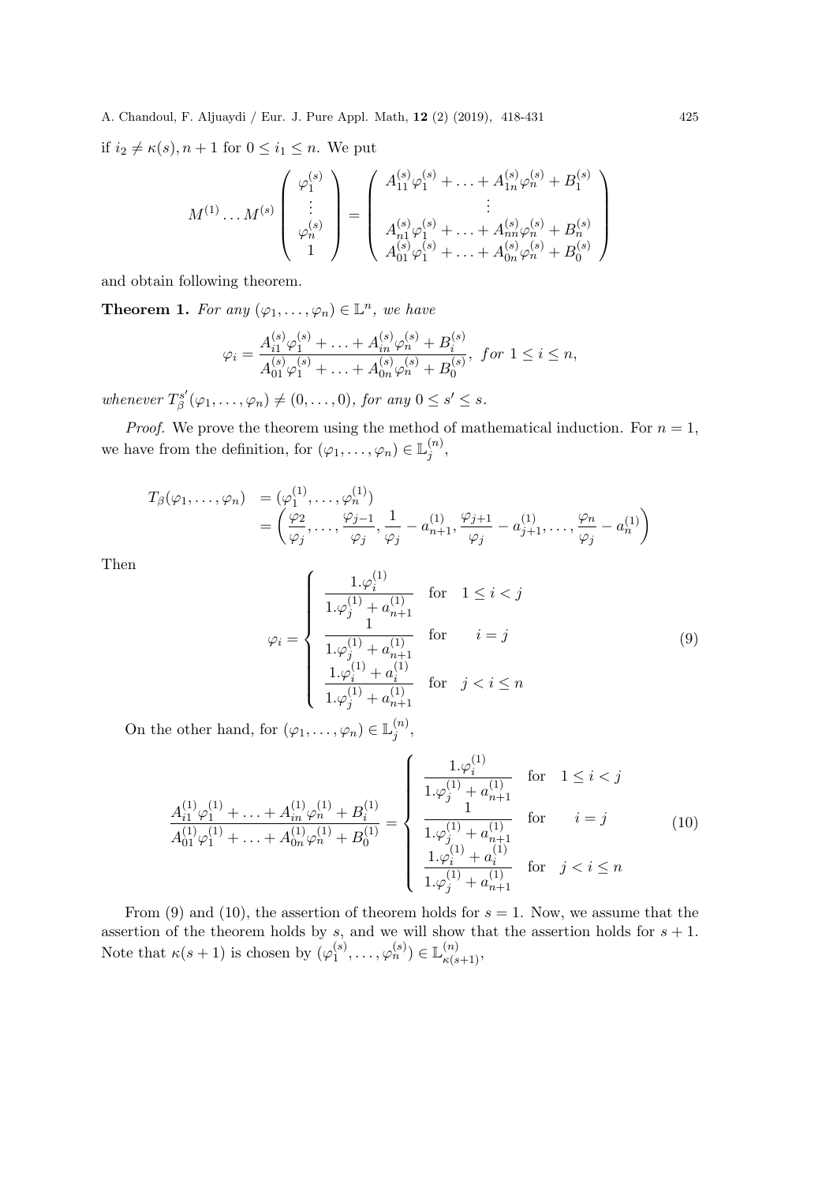if $i_2 \neq \kappa(s), n+1$ for $0 \leq i_1 \leq n$. We put

$$
M^{(1)} \dots M^{(s)} \begin{pmatrix} \varphi_1^{(s)} \\ \vdots \\ \varphi_n^{(s)} \\ 1 \end{pmatrix} = \begin{pmatrix} A_{11}^{(s)} \varphi_1^{(s)} + \dots + A_{1n}^{(s)} \varphi_n^{(s)} + B_1^{(s)} \\ \vdots \\ A_{n1}^{(s)} \varphi_1^{(s)} + \dots + A_{nn}^{(s)} \varphi_n^{(s)} + B_n^{(s)} \\ A_{01}^{(s)} \varphi_1^{(s)} + \dots + A_{0n}^{(s)} \varphi_n^{(s)} + B_0^{(s)} \end{pmatrix}
$$

and obtain following theorem.

**Theorem 1.** *For any $(\varphi_1, \dots, \varphi_n) \in \mathbb{L}^n$, we have*

$$
\varphi_i = \frac{A_{i1}^{(s)} \varphi_1^{(s)} + \dots + A_{in}^{(s)} \varphi_n^{(s)} + B_i^{(s)}}{A_{01}^{(s)} \varphi_1^{(s)} + \dots + A_{0n}^{(s)} \varphi_n^{(s)} + B_0^{(s)}}, \ \ for \ 1 \leq i \leq n,
$$

*whenever $T_\beta^{s'}(\varphi_1, \dots, \varphi_n) \neq (0, \dots, 0)$, for any $0 \leq s' \leq s$.*

*Proof.* We prove the theorem using the method of mathematical induction. For $n = 1$, we have from the definition, for $(\varphi_1, \dots, \varphi_n) \in \mathbb{L}_j^{(n)}$,

$$
\begin{aligned}
T_\beta(\varphi_1, \dots, \varphi_n) &= (\varphi_1^{(1)}, \dots, \varphi_n^{(1)}) \\
&= \left( \frac{\varphi_2}{\varphi_j}, \dots, \frac{\varphi_{j-1}}{\varphi_j}, \frac{1}{\varphi_j} - a_{n+1}^{(1)}, \frac{\varphi_{j+1}}{\varphi_j} - a_{j+1}^{(1)}, \dots, \frac{\varphi_n}{\varphi_j} - a_n^{(1)} \right)
\end{aligned}
$$

Then

$$
\varphi_i = \begin{cases} \dfrac{1.\varphi_i^{(1)}}{1.\varphi_j^{(1)} + a_{n+1}^{(1)}} & \text{for} \quad 1 \leq i < j \\ \dfrac{1}{1.\varphi_j^{(1)} + a_{n+1}^{(1)}} & \text{for} \qquad i = j \\ \dfrac{1.\varphi_i^{(1)} + a_i^{(1)}}{1.\varphi_j^{(1)} + a_{n+1}^{(1)}} & \text{for} \quad j < i \leq n \end{cases} \tag{9}
$$

On the other hand, for $(\varphi_1, \dots, \varphi_n) \in \mathbb{L}_j^{(n)}$,

$$
\frac{A_{i1}^{(1)} \varphi_1^{(1)} + \dots + A_{in}^{(1)} \varphi_n^{(1)} + B_i^{(1)}}{A_{01}^{(1)} \varphi_1^{(1)} + \dots + A_{0n}^{(1)} \varphi_n^{(1)} + B_0^{(1)}} = \begin{cases} \dfrac{1.\varphi_i^{(1)}}{1.\varphi_j^{(1)} + a_{n+1}^{(1)}} & \text{for} \quad 1 \leq i < j \\ \dfrac{1}{1.\varphi_j^{(1)} + a_{n+1}^{(1)}} & \text{for} \qquad i = j \\ \dfrac{1.\varphi_i^{(1)} + a_i^{(1)}}{1.\varphi_j^{(1)} + a_{n+1}^{(1)}} & \text{for} \quad j < i \leq n \end{cases} \tag{10}
$$

From (9) and (10), the assertion of theorem holds for $s = 1$. Now, we assume that the assertion of the theorem holds by $s$, and we will show that the assertion holds for $s + 1$. Note that $\kappa(s+1)$ is chosen by $(\varphi_1^{(s)}, \dots, \varphi_n^{(s)}) \in \mathbb{L}_{\kappa(s+1)}^{(n)}$,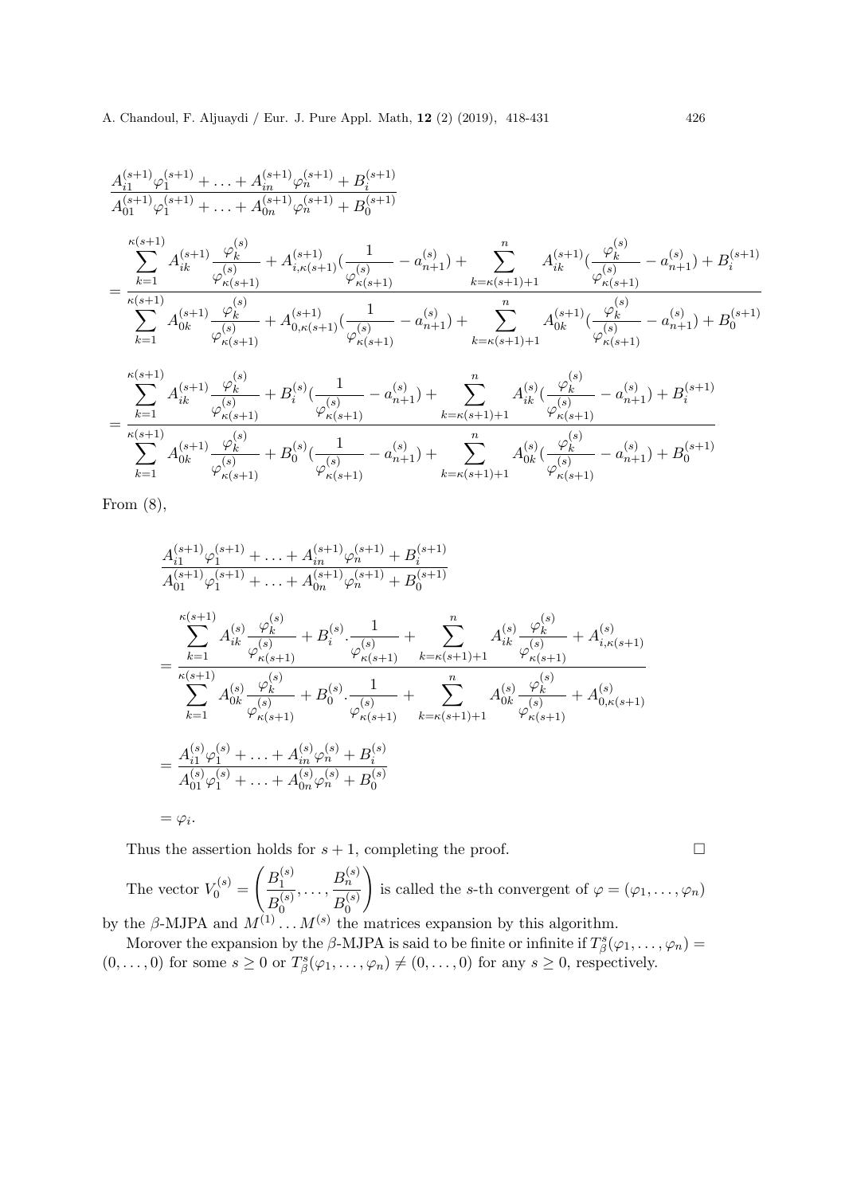$$
\begin{aligned}
&\frac{A_{i1}^{(s+1)}\varphi_1^{(s+1)}+\ldots+A_{in}^{(s+1)}\varphi_n^{(s+1)}+B_i^{(s+1)}}{A_{01}^{(s+1)}\varphi_1^{(s+1)}+\ldots+A_{0n}^{(s+1)}\varphi_n^{(s+1)}+B_0^{(s+1)}}\\
&=\frac{\sum\limits_{k=1}^{\kappa(s+1)} A_{ik}^{(s+1)}\dfrac{\varphi_k^{(s)}}{\varphi_{\kappa(s+1)}^{(s)}}+A_{i,\kappa(s+1)}^{(s+1)}(\dfrac{1}{\varphi_{\kappa(s+1)}^{(s)}}-a_{n+1}^{(s)})+\sum\limits_{k=\kappa(s+1)+1}^{n} A_{ik}^{(s+1)}(\dfrac{\varphi_k^{(s)}}{\varphi_{\kappa(s+1)}^{(s)}}-a_{n+1}^{(s)})+B_i^{(s+1)}}{\sum\limits_{k=1}^{\kappa(s+1)} A_{0k}^{(s+1)}\dfrac{\varphi_k^{(s)}}{\varphi_{\kappa(s+1)}^{(s)}}+A_{0,\kappa(s+1)}^{(s+1)}(\dfrac{1}{\varphi_{\kappa(s+1)}^{(s)}}-a_{n+1}^{(s)})+\sum\limits_{k=\kappa(s+1)+1}^{n} A_{0k}^{(s+1)}(\dfrac{\varphi_k^{(s)}}{\varphi_{\kappa(s+1)}^{(s)}}-a_{n+1}^{(s)})+B_0^{(s+1)}}\\
&=\frac{\sum\limits_{k=1}^{\kappa(s+1)} A_{ik}^{(s+1)}\dfrac{\varphi_k^{(s)}}{\varphi_{\kappa(s+1)}^{(s)}}+B_i^{(s)}(\dfrac{1}{\varphi_{\kappa(s+1)}^{(s)}}-a_{n+1}^{(s)})+\sum\limits_{k=\kappa(s+1)+1}^{n} A_{ik}^{(s)}(\dfrac{\varphi_k^{(s)}}{\varphi_{\kappa(s+1)}^{(s)}}-a_{n+1}^{(s)})+B_i^{(s+1)}}{\sum\limits_{k=1}^{\kappa(s+1)} A_{0k}^{(s+1)}\dfrac{\varphi_k^{(s)}}{\varphi_{\kappa(s+1)}^{(s)}}+B_0^{(s)}(\dfrac{1}{\varphi_{\kappa(s+1)}^{(s)}}-a_{n+1}^{(s)})+\sum\limits_{k=\kappa(s+1)+1}^{n} A_{0k}^{(s)}(\dfrac{\varphi_k^{(s)}}{\varphi_{\kappa(s+1)}^{(s)}}-a_{n+1}^{(s)})+B_0^{(s+1)}}
\end{aligned}
$$

From (8),

$$
\begin{aligned}
&\frac{A_{i1}^{(s+1)}\varphi_1^{(s+1)}+\ldots+A_{in}^{(s+1)}\varphi_n^{(s+1)}+B_i^{(s+1)}}{A_{01}^{(s+1)}\varphi_1^{(s+1)}+\ldots+A_{0n}^{(s+1)}\varphi_n^{(s+1)}+B_0^{(s+1)}}\\
&=\frac{\sum\limits_{k=1}^{\kappa(s+1)} A_{ik}^{(s)}\dfrac{\varphi_k^{(s)}}{\varphi_{\kappa(s+1)}^{(s)}}+B_i^{(s)}.\dfrac{1}{\varphi_{\kappa(s+1)}^{(s)}}+\sum\limits_{k=\kappa(s+1)+1}^{n} A_{ik}^{(s)}\dfrac{\varphi_k^{(s)}}{\varphi_{\kappa(s+1)}^{(s)}}+A_{i,\kappa(s+1)}^{(s)}}{\sum\limits_{k=1}^{\kappa(s+1)} A_{0k}^{(s)}\dfrac{\varphi_k^{(s)}}{\varphi_{\kappa(s+1)}^{(s)}}+B_0^{(s)}.\dfrac{1}{\varphi_{\kappa(s+1)}^{(s)}}+\sum\limits_{k=\kappa(s+1)+1}^{n} A_{0k}^{(s)}\dfrac{\varphi_k^{(s)}}{\varphi_{\kappa(s+1)}^{(s)}}+A_{0,\kappa(s+1)}^{(s)}}\\
&=\frac{A_{i1}^{(s)}\varphi_1^{(s)}+\ldots+A_{in}^{(s)}\varphi_n^{(s)}+B_i^{(s)}}{A_{01}^{(s)}\varphi_1^{(s)}+\ldots+A_{0n}^{(s)}\varphi_n^{(s)}+B_0^{(s)}}\\
&=\varphi_i.
\end{aligned}
$$

Thus the assertion holds for $s+1$, completing the proof. □

The vector $V_0^{(s)}=\left(\dfrac{B_1^{(s)}}{B_0^{(s)}},\ldots,\dfrac{B_n^{(s)}}{B_0^{(s)}}\right)$ is called the $s$-th convergent of $\varphi=(\varphi_1,\ldots,\varphi_n)$ by the $\beta$-MJPA and $M^{(1)}\ldots M^{(s)}$ the matrices expansion by this algorithm.

Morover the expansion by the $\beta$-MJPA is said to be finite or infinite if $T_\beta^s(\varphi_1,\ldots,\varphi_n)=(0,\ldots,0)$ for some $s\geq 0$ or $T_\beta^s(\varphi_1,\ldots,\varphi_n)\neq(0,\ldots,0)$ for any $s\geq 0$, respectively.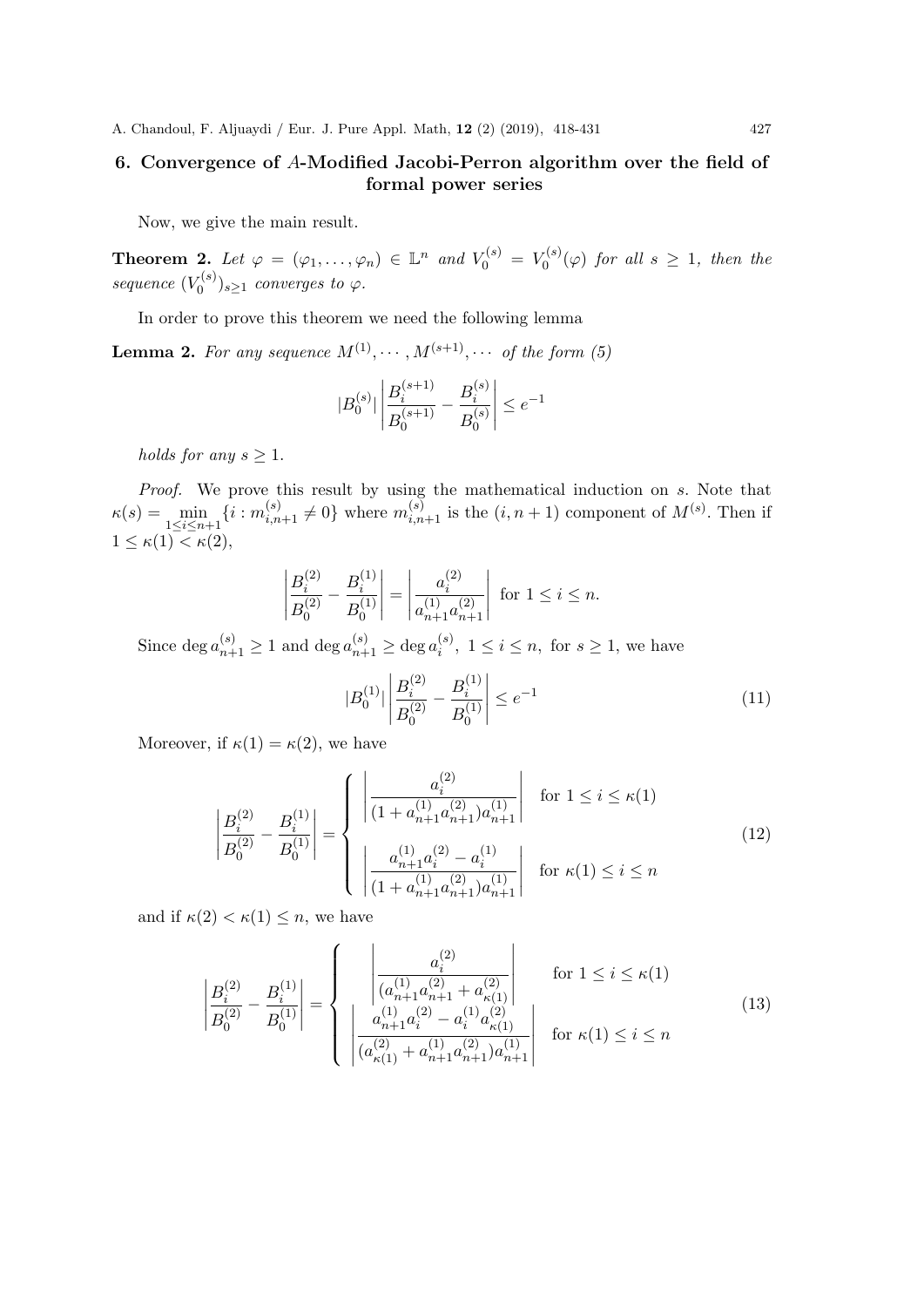## 6. Convergence of $A$-Modified Jacobi-Perron algorithm over the field of formal power series

Now, we give the main result.

**Theorem 2.** *Let $\varphi = (\varphi_1, \dots, \varphi_n) \in \mathbb{L}^n$ and $V_0^{(s)} = V_0^{(s)}(\varphi)$ for all $s \geq 1$, then the sequence $(V_0^{(s)})_{s\geq 1}$ converges to $\varphi$.*

In order to prove this theorem we need the following lemma

**Lemma 2.** *For any sequence $M^{(1)}, \cdots, M^{(s+1)}, \cdots$ of the form (5)*

$$|B_0^{(s)}| \left| \frac{B_i^{(s+1)}}{B_0^{(s+1)}} - \frac{B_i^{(s)}}{B_0^{(s)}} \right| \leq e^{-1}$$

*holds for any $s \geq 1$.*

*Proof.* We prove this result by using the mathematical induction on $s$. Note that $\kappa(s) = \min_{1\leq i\leq n+1}\{i : m_{i,n+1}^{(s)} \neq 0\}$ where $m_{i,n+1}^{(s)}$ is the $(i, n+1)$ component of $M^{(s)}$. Then if $1 \leq \kappa(1) < \kappa(2)$,

$$\left| \frac{B_i^{(2)}}{B_0^{(2)}} - \frac{B_i^{(1)}}{B_0^{(1)}} \right| = \left| \frac{a_i^{(2)}}{a_{n+1}^{(1)} a_{n+1}^{(2)}} \right| \text{ for } 1 \leq i \leq n.$$

Since $\deg a_{n+1}^{(s)} \geq 1$ and $\deg a_{n+1}^{(s)} \geq \deg a_i^{(s)},\ 1 \leq i \leq n,$ for $s \geq 1$, we have

$$|B_0^{(1)}| \left| \frac{B_i^{(2)}}{B_0^{(2)}} - \frac{B_i^{(1)}}{B_0^{(1)}} \right| \leq e^{-1} \tag{11}$$

Moreover, if $\kappa(1) = \kappa(2)$, we have

$$\left| \frac{B_i^{(2)}}{B_0^{(2)}} - \frac{B_i^{(1)}}{B_0^{(1)}} \right| = \begin{cases} \left| \dfrac{a_i^{(2)}}{(1 + a_{n+1}^{(1)} a_{n+1}^{(2)}) a_{n+1}^{(1)}} \right| & \text{for } 1 \leq i \leq \kappa(1) \\[2ex] \left| \dfrac{a_{n+1}^{(1)} a_i^{(2)} - a_i^{(1)}}{(1 + a_{n+1}^{(1)} a_{n+1}^{(2)}) a_{n+1}^{(1)}} \right| & \text{for } \kappa(1) \leq i \leq n \end{cases} \tag{12}$$

and if $\kappa(2) < \kappa(1) \leq n$, we have

$$\left| \frac{B_i^{(2)}}{B_0^{(2)}} - \frac{B_i^{(1)}}{B_0^{(1)}} \right| = \begin{cases} \left| \dfrac{a_i^{(2)}}{(a_{n+1}^{(1)} a_{n+1}^{(2)} + a_{\kappa(1)}^{(2)})} \right| & \text{for } 1 \leq i \leq \kappa(1) \\[2ex] \left| \dfrac{a_{n+1}^{(1)} a_i^{(2)} - a_i^{(1)} a_{\kappa(1)}^{(2)}}{(a_{\kappa(1)}^{(2)} + a_{n+1}^{(1)} a_{n+1}^{(2)}) a_{n+1}^{(1)}} \right| & \text{for } \kappa(1) \leq i \leq n \end{cases} \tag{13}$$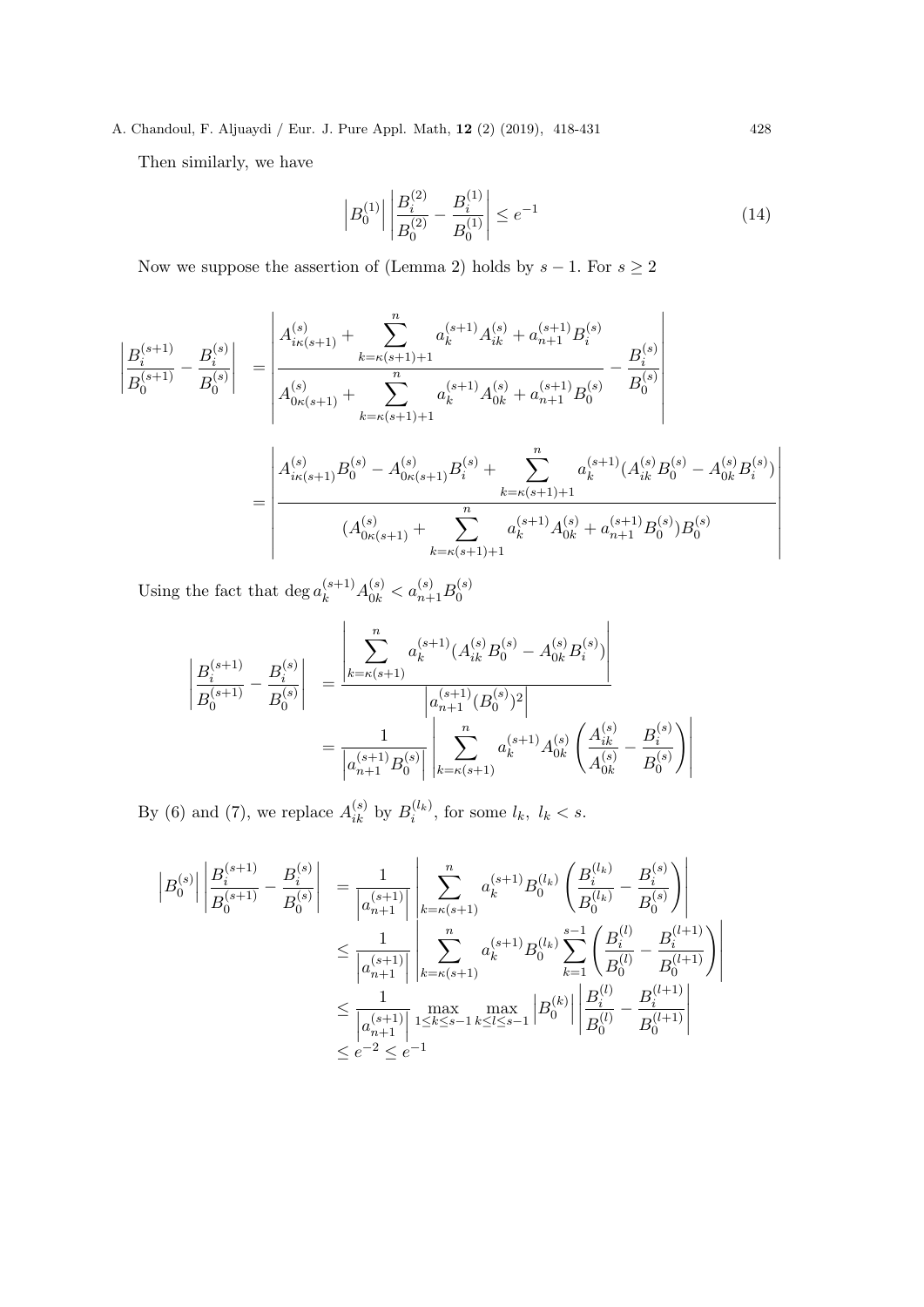Then similarly, we have

$$\left|B_0^{(1)}\right| \left|\frac{B_i^{(2)}}{B_0^{(2)}} - \frac{B_i^{(1)}}{B_0^{(1)}}\right| \leq e^{-1} \tag{14}$$

Now we suppose the assertion of (Lemma 2) holds by $s-1$. For $s \geq 2$

$$\begin{aligned}
\left|\frac{B_i^{(s+1)}}{B_0^{(s+1)}} - \frac{B_i^{(s)}}{B_0^{(s)}}\right| &= \left|\frac{A_{i\kappa(s+1)}^{(s)} + \displaystyle\sum_{k=\kappa(s+1)+1}^{n} a_k^{(s+1)} A_{ik}^{(s)} + a_{n+1}^{(s+1)} B_i^{(s)}}{A_{0\kappa(s+1)}^{(s)} + \displaystyle\sum_{k=\kappa(s+1)+1}^{n} a_k^{(s+1)} A_{0k}^{(s)} + a_{n+1}^{(s+1)} B_0^{(s)}} - \frac{B_i^{(s)}}{B_0^{(s)}}\right| \\
&= \left|\frac{A_{i\kappa(s+1)}^{(s)} B_0^{(s)} - A_{0\kappa(s+1)}^{(s)} B_i^{(s)} + \displaystyle\sum_{k=\kappa(s+1)+1}^{n} a_k^{(s+1)} (A_{ik}^{(s)} B_0^{(s)} - A_{0k}^{(s)} B_i^{(s)})}{(A_{0\kappa(s+1)}^{(s)} + \displaystyle\sum_{k=\kappa(s+1)+1}^{n} a_k^{(s+1)} A_{0k}^{(s)} + a_{n+1}^{(s+1)} B_0^{(s)}) B_0^{(s)}}\right|
\end{aligned}$$

Using the fact that $\deg a_k^{(s+1)} A_{0k}^{(s)} < a_{n+1}^{(s)} B_0^{(s)}$

$$\begin{aligned}
\left|\frac{B_i^{(s+1)}}{B_0^{(s+1)}} - \frac{B_i^{(s)}}{B_0^{(s)}}\right| &= \frac{\left|\displaystyle\sum_{k=\kappa(s+1)}^{n} a_k^{(s+1)} (A_{ik}^{(s)} B_0^{(s)} - A_{0k}^{(s)} B_i^{(s)})\right|}{\left|a_{n+1}^{(s+1)} (B_0^{(s)})^2\right|} \\
&= \frac{1}{\left|a_{n+1}^{(s+1)} B_0^{(s)}\right|} \left|\sum_{k=\kappa(s+1)}^{n} a_k^{(s+1)} A_{0k}^{(s)} \left(\frac{A_{ik}^{(s)}}{A_{0k}^{(s)}} - \frac{B_i^{(s)}}{B_0^{(s)}}\right)\right|
\end{aligned}$$

By (6) and (7), we replace $A_{ik}^{(s)}$ by $B_i^{(l_k)}$, for some $l_k,\ l_k < s$.

$$\begin{aligned}
\left|B_0^{(s)}\right| \left|\frac{B_i^{(s+1)}}{B_0^{(s+1)}} - \frac{B_i^{(s)}}{B_0^{(s)}}\right| &= \frac{1}{\left|a_{n+1}^{(s+1)}\right|} \left|\sum_{k=\kappa(s+1)}^{n} a_k^{(s+1)} B_0^{(l_k)} \left(\frac{B_i^{(l_k)}}{B_0^{(l_k)}} - \frac{B_i^{(s)}}{B_0^{(s)}}\right)\right| \\
&\leq \frac{1}{\left|a_{n+1}^{(s+1)}\right|} \left|\sum_{k=\kappa(s+1)}^{n} a_k^{(s+1)} B_0^{(l_k)} \sum_{k=1}^{s-1} \left(\frac{B_i^{(l)}}{B_0^{(l)}} - \frac{B_i^{(l+1)}}{B_0^{(l+1)}}\right)\right| \\
&\leq \frac{1}{\left|a_{n+1}^{(s+1)}\right|} \max_{1 \leq k \leq s-1} \max_{k \leq l \leq s-1} \left|B_0^{(k)}\right| \left|\frac{B_i^{(l)}}{B_0^{(l)}} - \frac{B_i^{(l+1)}}{B_0^{(l+1)}}\right| \\
&\leq e^{-2} \leq e^{-1}
\end{aligned}$$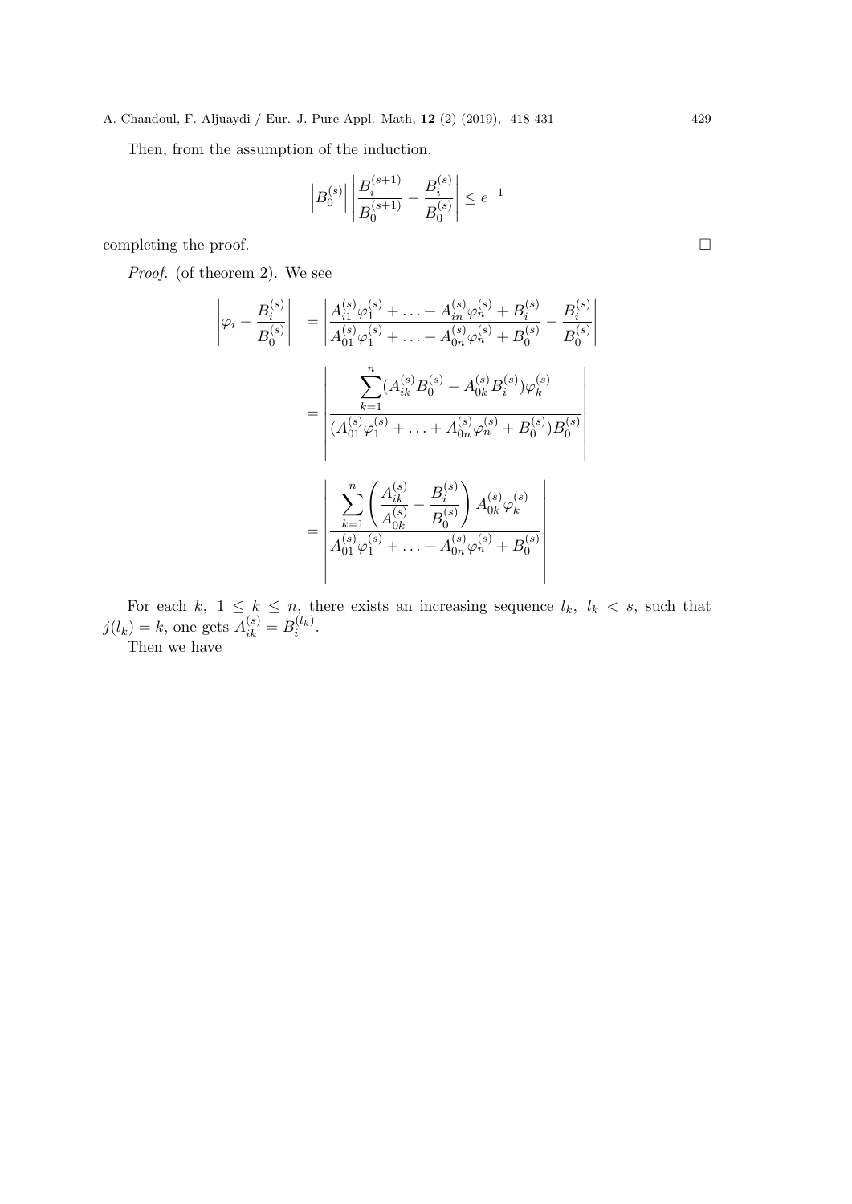Then, from the assumption of the induction,

$$\left|B_0^{(s)}\right| \left|\frac{B_i^{(s+1)}}{B_0^{(s+1)}} - \frac{B_i^{(s)}}{B_0^{(s)}}\right| \leq e^{-1}$$

completing the proof. □

*Proof.* (of theorem 2). We see

$$\begin{aligned}
\left|\varphi_i - \frac{B_i^{(s)}}{B_0^{(s)}}\right| &= \left|\frac{A_{i1}^{(s)}\varphi_1^{(s)} + \ldots + A_{in}^{(s)}\varphi_n^{(s)} + B_i^{(s)}}{A_{01}^{(s)}\varphi_1^{(s)} + \ldots + A_{0n}^{(s)}\varphi_n^{(s)} + B_0^{(s)}} - \frac{B_i^{(s)}}{B_0^{(s)}}\right| \\
&= \left|\frac{\sum\limits_{k=1}^{n}(A_{ik}^{(s)}B_0^{(s)} - A_{0k}^{(s)}B_i^{(s)})\varphi_k^{(s)}}{(A_{01}^{(s)}\varphi_1^{(s)} + \ldots + A_{0n}^{(s)}\varphi_n^{(s)} + B_0^{(s)})B_0^{(s)}}\right| \\
&= \left|\frac{\sum\limits_{k=1}^{n}\left(\frac{A_{ik}^{(s)}}{A_{0k}^{(s)}} - \frac{B_i^{(s)}}{B_0^{(s)}}\right)A_{0k}^{(s)}\varphi_k^{(s)}}{A_{01}^{(s)}\varphi_1^{(s)} + \ldots + A_{0n}^{(s)}\varphi_n^{(s)} + B_0^{(s)}}\right|
\end{aligned}$$

For each $k$, $1 \leq k \leq n$, there exists an increasing sequence $l_k$, $l_k < s$, such that $j(l_k) = k$, one gets $A_{ik}^{(s)} = B_i^{(l_k)}$.

Then we have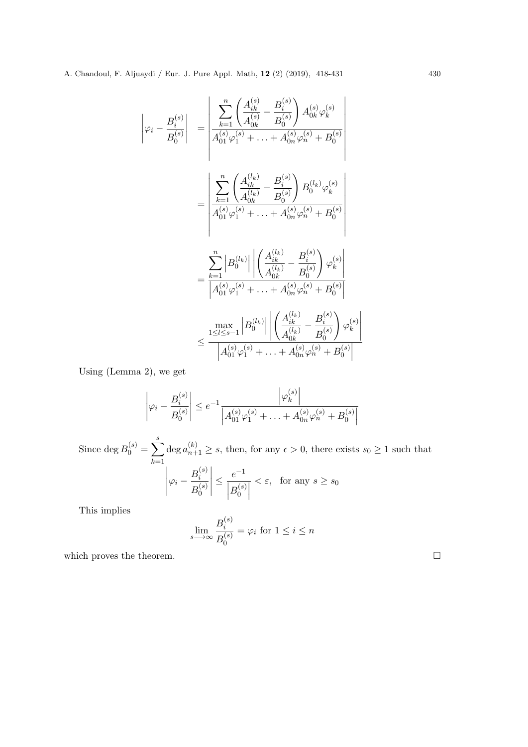$$
\begin{aligned}
\left|\varphi_i - \frac{B_i^{(s)}}{B_0^{(s)}}\right| &= \left| \frac{\displaystyle\sum_{k=1}^{n} \left( \frac{A_{ik}^{(s)}}{A_{0k}^{(s)}} - \frac{B_i^{(s)}}{B_0^{(s)}} \right) A_{0k}^{(s)} \varphi_k^{(s)}}{A_{01}^{(s)}\varphi_1^{(s)} + \ldots + A_{0n}^{(s)}\varphi_n^{(s)} + B_0^{(s)}} \right| \\
&= \left| \frac{\displaystyle\sum_{k=1}^{n} \left( \frac{A_{ik}^{(l_k)}}{A_{0k}^{(l_k)}} - \frac{B_i^{(s)}}{B_0^{(s)}} \right) B_0^{(l_k)} \varphi_k^{(s)}}{A_{01}^{(s)}\varphi_1^{(s)} + \ldots + A_{0n}^{(s)}\varphi_n^{(s)} + B_0^{(s)}} \right| \\
&= \frac{\displaystyle\sum_{k=1}^{n} \left|B_0^{(l_k)}\right| \left| \left( \frac{A_{ik}^{(l_k)}}{A_{0k}^{(l_k)}} - \frac{B_i^{(s)}}{B_0^{(s)}} \right) \varphi_k^{(s)} \right|}{\left|A_{01}^{(s)}\varphi_1^{(s)} + \ldots + A_{0n}^{(s)}\varphi_n^{(s)} + B_0^{(s)}\right|} \\
&\leq \frac{\displaystyle\max_{1 \leq l \leq s-1} \left|B_0^{(l_k)}\right| \left| \left( \frac{A_{ik}^{(l_k)}}{A_{0k}^{(l_k)}} - \frac{B_i^{(s)}}{B_0^{(s)}} \right) \varphi_k^{(s)} \right|}{\left|A_{01}^{(s)}\varphi_1^{(s)} + \ldots + A_{0n}^{(s)}\varphi_n^{(s)} + B_0^{(s)}\right|}
\end{aligned}
$$

Using (Lemma 2), we get

$$
\left|\varphi_i - \frac{B_i^{(s)}}{B_0^{(s)}}\right| \leq e^{-1} \frac{\left|\varphi_k^{(s)}\right|}{\left|A_{01}^{(s)}\varphi_1^{(s)} + \ldots + A_{0n}^{(s)}\varphi_n^{(s)} + B_0^{(s)}\right|}
$$

Since $\deg B_0^{(s)} = \displaystyle\sum_{k=1}^{s} \deg a_{n+1}^{(k)} \geq s$, then, for any $\epsilon > 0$, there exists $s_0 \geq 1$ such that

$$
\left|\varphi_i - \frac{B_i^{(s)}}{B_0^{(s)}}\right| \leq \frac{e^{-1}}{\left|B_0^{(s)}\right|} < \varepsilon, \quad \text{for any } s \geq s_0
$$

This implies

$$
\lim_{s \longrightarrow \infty} \frac{B_i^{(s)}}{B_0^{(s)}} = \varphi_i \text{ for } 1 \leq i \leq n
$$

which proves the theorem. □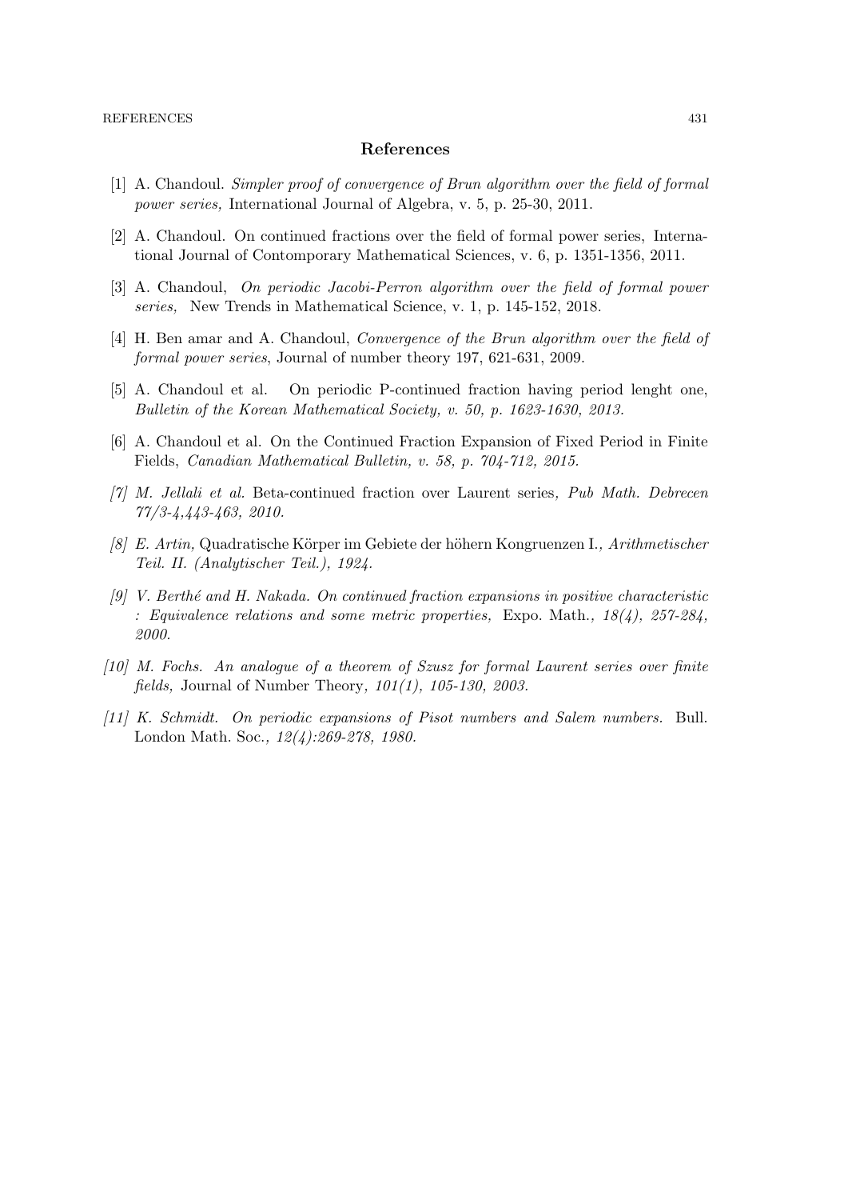## References

[1] A. Chandoul. *Simpler proof of convergence of Brun algorithm over the field of formal power series,* International Journal of Algebra, v. 5, p. 25-30, 2011.

[2] A. Chandoul. On continued fractions over the field of formal power series, International Journal of Contomporary Mathematical Sciences, v. 6, p. 1351-1356, 2011.

[3] A. Chandoul, *On periodic Jacobi-Perron algorithm over the field of formal power series,* New Trends in Mathematical Science, v. 1, p. 145-152, 2018.

[4] H. Ben amar and A. Chandoul, *Convergence of the Brun algorithm over the field of formal power series*, Journal of number theory 197, 621-631, 2009.

[5] A. Chandoul et al. On periodic P-continued fraction having period lenght one, *Bulletin of the Korean Mathematical Society, v. 50, p. 1623-1630, 2013.*

[6] A. Chandoul et al. On the Continued Fraction Expansion of Fixed Period in Finite Fields, *Canadian Mathematical Bulletin, v. 58, p. 704-712, 2015.*

*[7] M. Jellali et al.* Beta-continued fraction over Laurent series*, Pub Math. Debrecen 77/3-4,443-463, 2010.*

*[8] E. Artin,* Quadratische Körper im Gebiete der höhern Kongruenzen I.*, Arithmetischer Teil. II. (Analytischer Teil.), 1924.*

*[9] V. Berthé and H. Nakada. On continued fraction expansions in positive characteristic : Equivalence relations and some metric properties,* Expo. Math.*, 18(4), 257-284, 2000.*

*[10] M. Fochs. An analogue of a theorem of Szusz for formal Laurent series over finite fields,* Journal of Number Theory*, 101(1), 105-130, 2003.*

*[11] K. Schmidt. On periodic expansions of Pisot numbers and Salem numbers.* Bull. London Math. Soc.*, 12(4):269-278, 1980.*